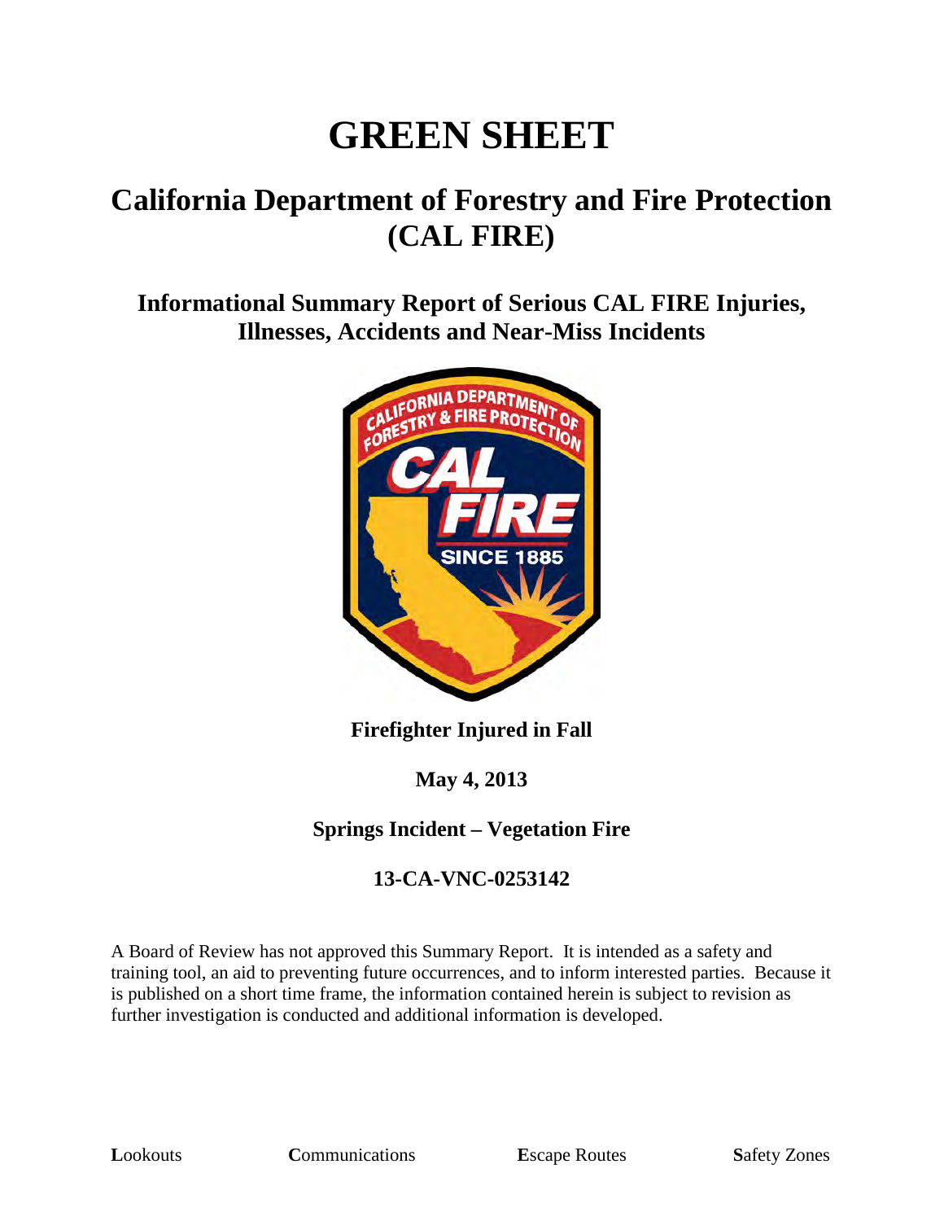# GREEN SHEET

## California Department of Forestry and Fire Protection (CAL FIRE)

### Informational Summary Report of Serious CAL FIRE Injuries, Illnesses, Accidents and Near-Miss Incidents

**Firefighter Injured in Fall**

**May 4, 2013**

**Springs Incident – Vegetation Fire**

**13-CA-VNC-0253142**

A Board of Review has not approved this Summary Report. It is intended as a safety and training tool, an aid to preventing future occurrences, and to inform interested parties. Because it is published on a short time frame, the information contained herein is subject to revision as further investigation is conducted and additional information is developed.

**L**ookouts **C**ommunications **E**scape Routes **S**afety Zones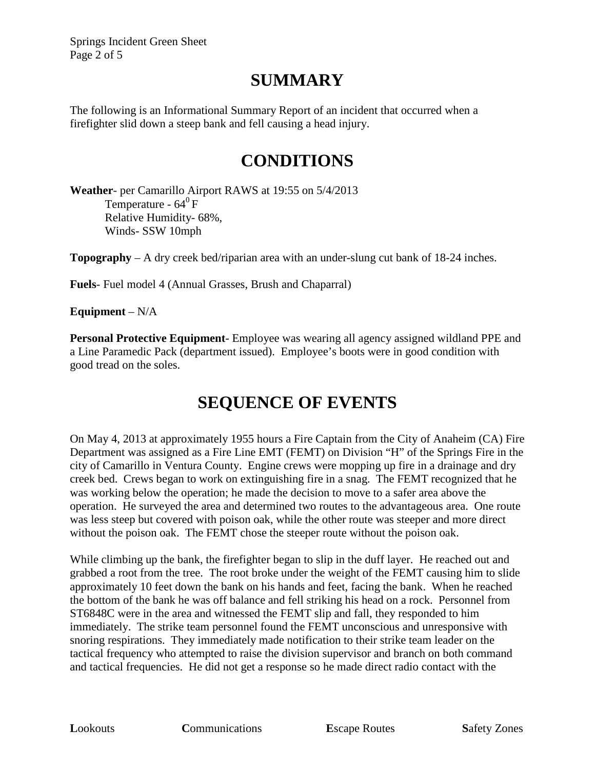# SUMMARY

The following is an Informational Summary Report of an incident that occurred when a firefighter slid down a steep bank and fell causing a head injury.

# CONDITIONS

**Weather**- per Camarillo Airport RAWS at 19:55 on 5/4/2013

Temperature - $64^0$ F
Relative Humidity- 68%,
Winds- SSW 10mph

**Topography** – A dry creek bed/riparian area with an under-slung cut bank of 18-24 inches.

**Fuels**- Fuel model 4 (Annual Grasses, Brush and Chaparral)

**Equipment** – N/A

**Personal Protective Equipment**- Employee was wearing all agency assigned wildland PPE and a Line Paramedic Pack (department issued). Employee's boots were in good condition with good tread on the soles.

# SEQUENCE OF EVENTS

On May 4, 2013 at approximately 1955 hours a Fire Captain from the City of Anaheim (CA) Fire Department was assigned as a Fire Line EMT (FEMT) on Division "H" of the Springs Fire in the city of Camarillo in Ventura County. Engine crews were mopping up fire in a drainage and dry creek bed. Crews began to work on extinguishing fire in a snag. The FEMT recognized that he was working below the operation; he made the decision to move to a safer area above the operation. He surveyed the area and determined two routes to the advantageous area. One route was less steep but covered with poison oak, while the other route was steeper and more direct without the poison oak. The FEMT chose the steeper route without the poison oak.

While climbing up the bank, the firefighter began to slip in the duff layer. He reached out and grabbed a root from the tree. The root broke under the weight of the FEMT causing him to slide approximately 10 feet down the bank on his hands and feet, facing the bank. When he reached the bottom of the bank he was off balance and fell striking his head on a rock. Personnel from ST6848C were in the area and witnessed the FEMT slip and fall, they responded to him immediately. The strike team personnel found the FEMT unconscious and unresponsive with snoring respirations. They immediately made notification to their strike team leader on the tactical frequency who attempted to raise the division supervisor and branch on both command and tactical frequencies. He did not get a response so he made direct radio contact with the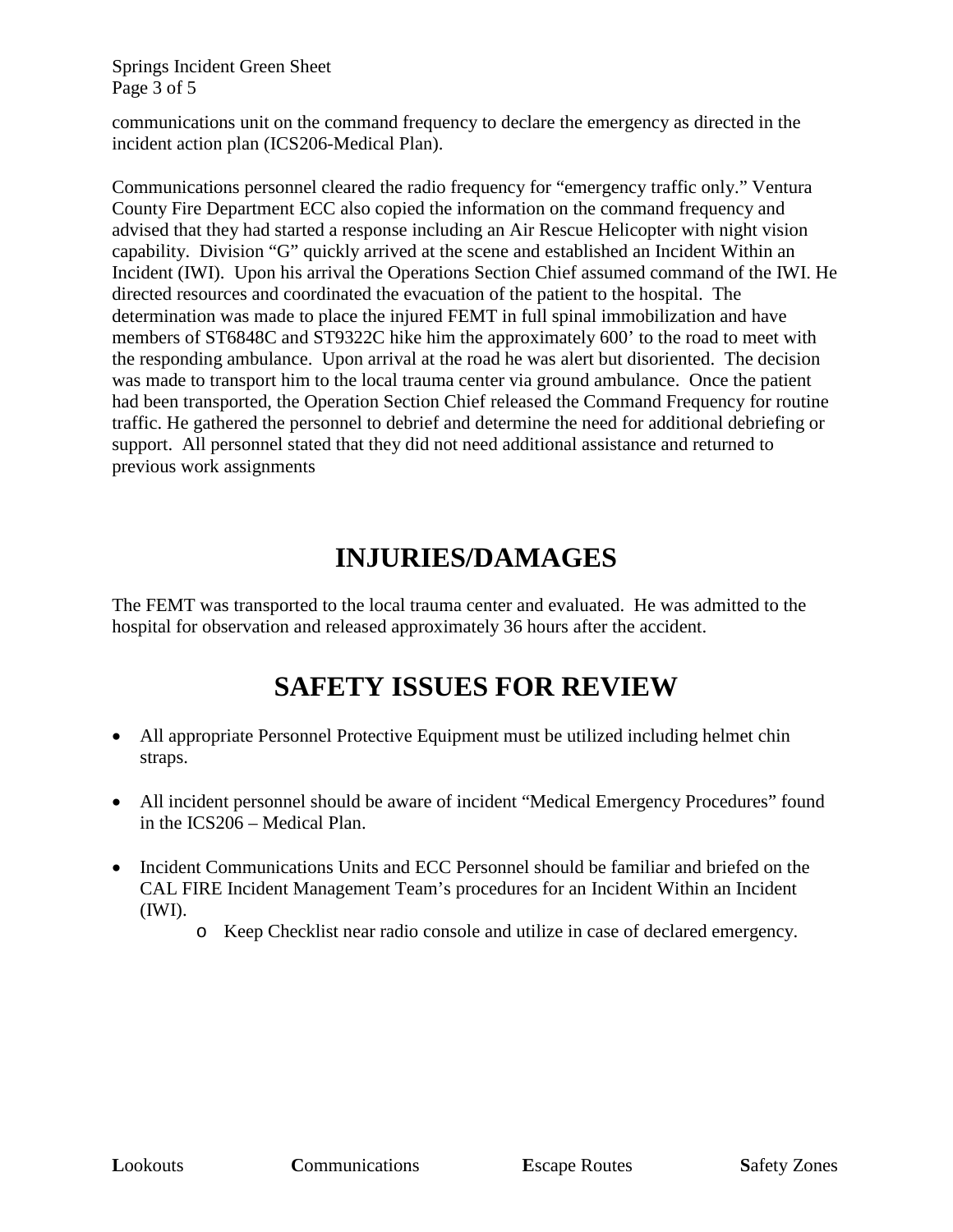communications unit on the command frequency to declare the emergency as directed in the incident action plan (ICS206-Medical Plan).

Communications personnel cleared the radio frequency for "emergency traffic only." Ventura County Fire Department ECC also copied the information on the command frequency and advised that they had started a response including an Air Rescue Helicopter with night vision capability. Division "G" quickly arrived at the scene and established an Incident Within an Incident (IWI). Upon his arrival the Operations Section Chief assumed command of the IWI. He directed resources and coordinated the evacuation of the patient to the hospital. The determination was made to place the injured FEMT in full spinal immobilization and have members of ST6848C and ST9322C hike him the approximately 600' to the road to meet with the responding ambulance. Upon arrival at the road he was alert but disoriented. The decision was made to transport him to the local trauma center via ground ambulance. Once the patient had been transported, the Operation Section Chief released the Command Frequency for routine traffic. He gathered the personnel to debrief and determine the need for additional debriefing or support. All personnel stated that they did not need additional assistance and returned to previous work assignments

# INJURIES/DAMAGES

The FEMT was transported to the local trauma center and evaluated. He was admitted to the hospital for observation and released approximately 36 hours after the accident.

# SAFETY ISSUES FOR REVIEW

- All appropriate Personnel Protective Equipment must be utilized including helmet chin straps.
- All incident personnel should be aware of incident "Medical Emergency Procedures" found in the ICS206 – Medical Plan.
- Incident Communications Units and ECC Personnel should be familiar and briefed on the CAL FIRE Incident Management Team's procedures for an Incident Within an Incident (IWI).
    - Keep Checklist near radio console and utilize in case of declared emergency.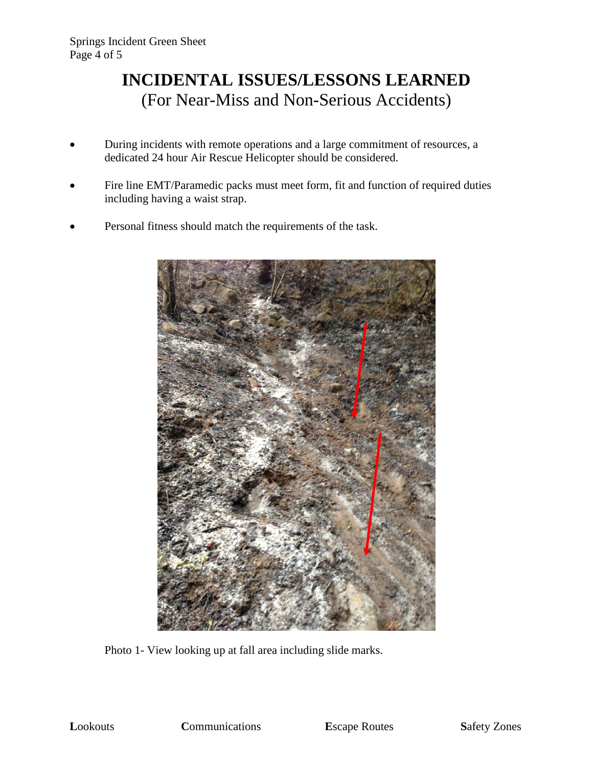# INCIDENTAL ISSUES/LESSONS LEARNED
(For Near-Miss and Non-Serious Accidents)

- During incidents with remote operations and a large commitment of resources, a dedicated 24 hour Air Rescue Helicopter should be considered.
- Fire line EMT/Paramedic packs must meet form, fit and function of required duties including having a waist strap.
- Personal fitness should match the requirements of the task.

Photo 1- View looking up at fall area including slide marks.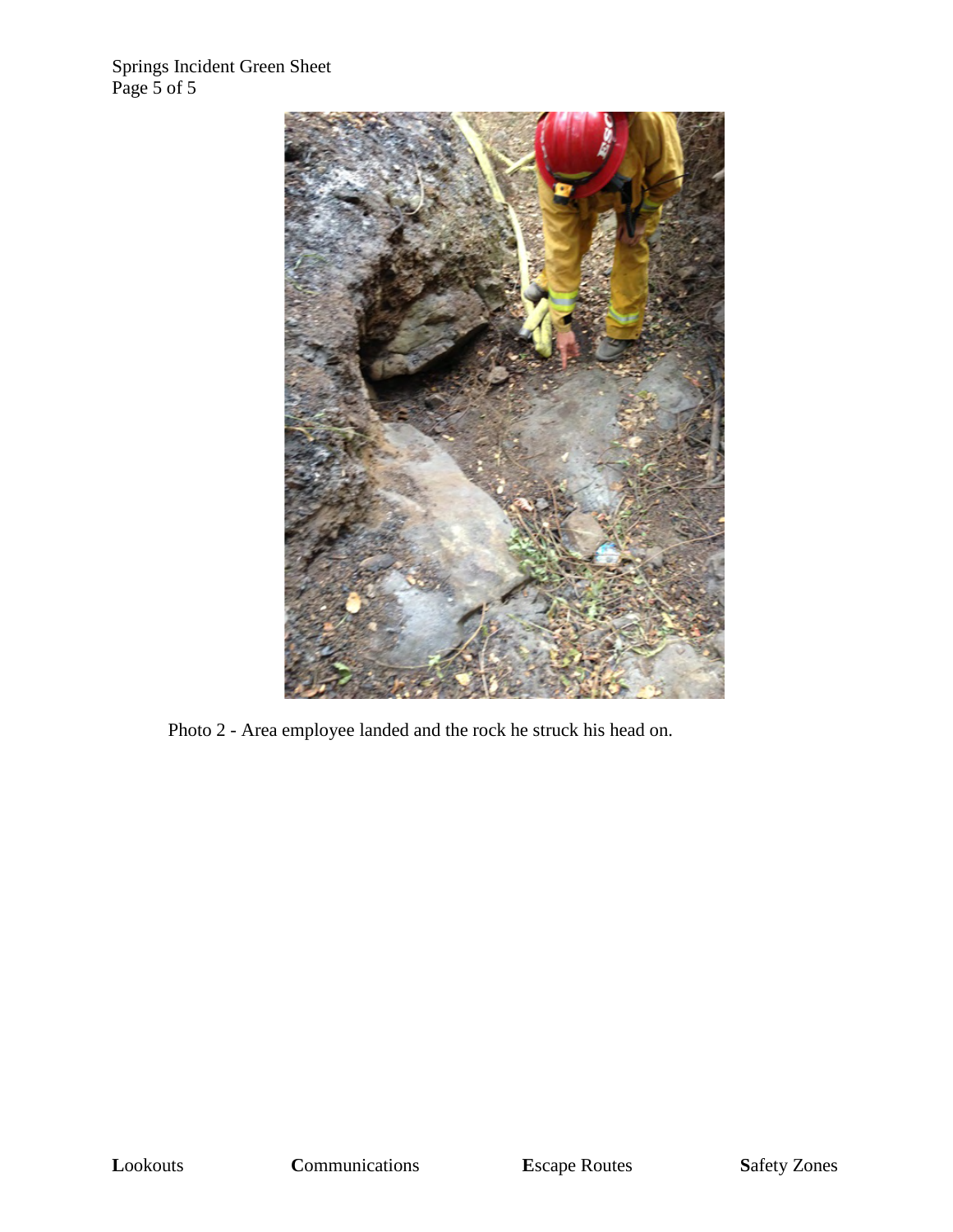Photo 2 - Area employee landed and the rock he struck his head on.